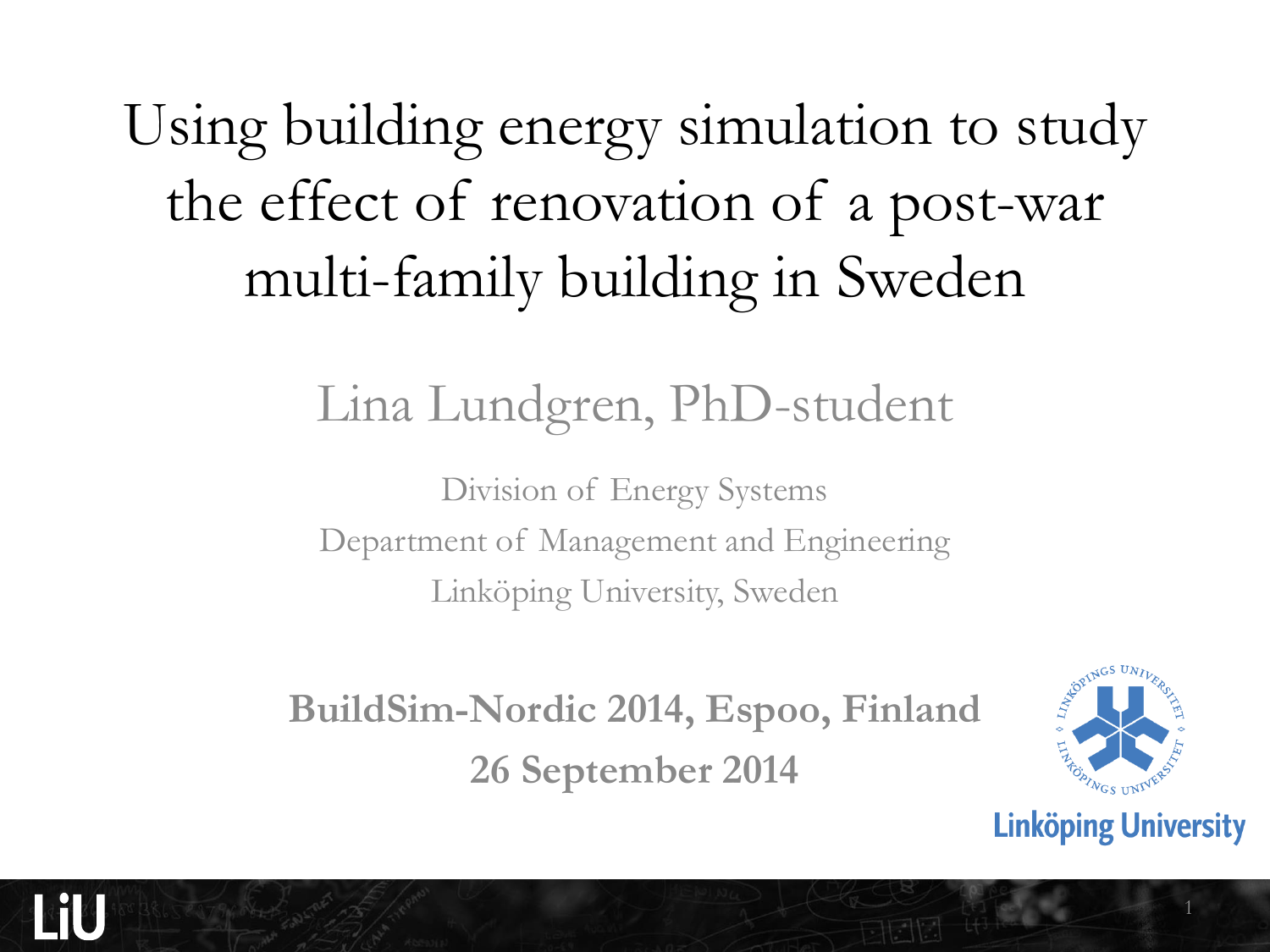# Using building energy simulation to study the effect of renovation of a post-war multi-family building in Sweden

Lina Lundgren, PhD-student

Division of Energy Systems
Department of Management and Engineering
Linköping University, Sweden

**BuildSim-Nordic 2014, Espoo, Finland**
**26 September 2014**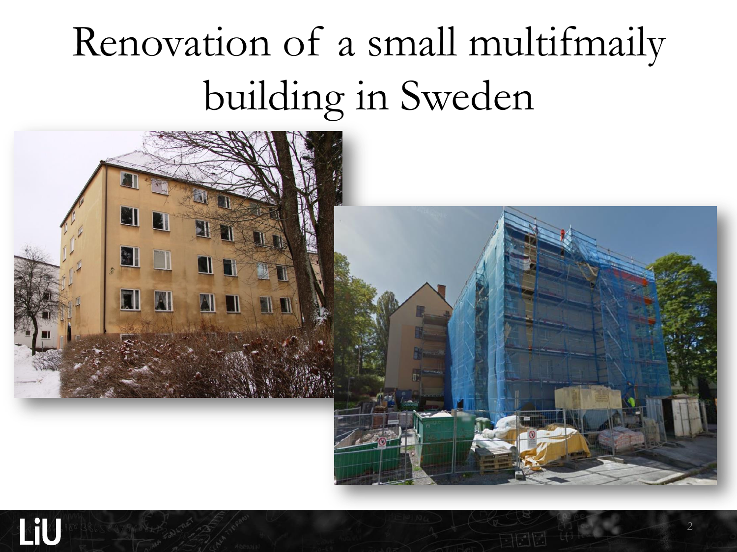# Renovation of a small multifmaily building in Sweden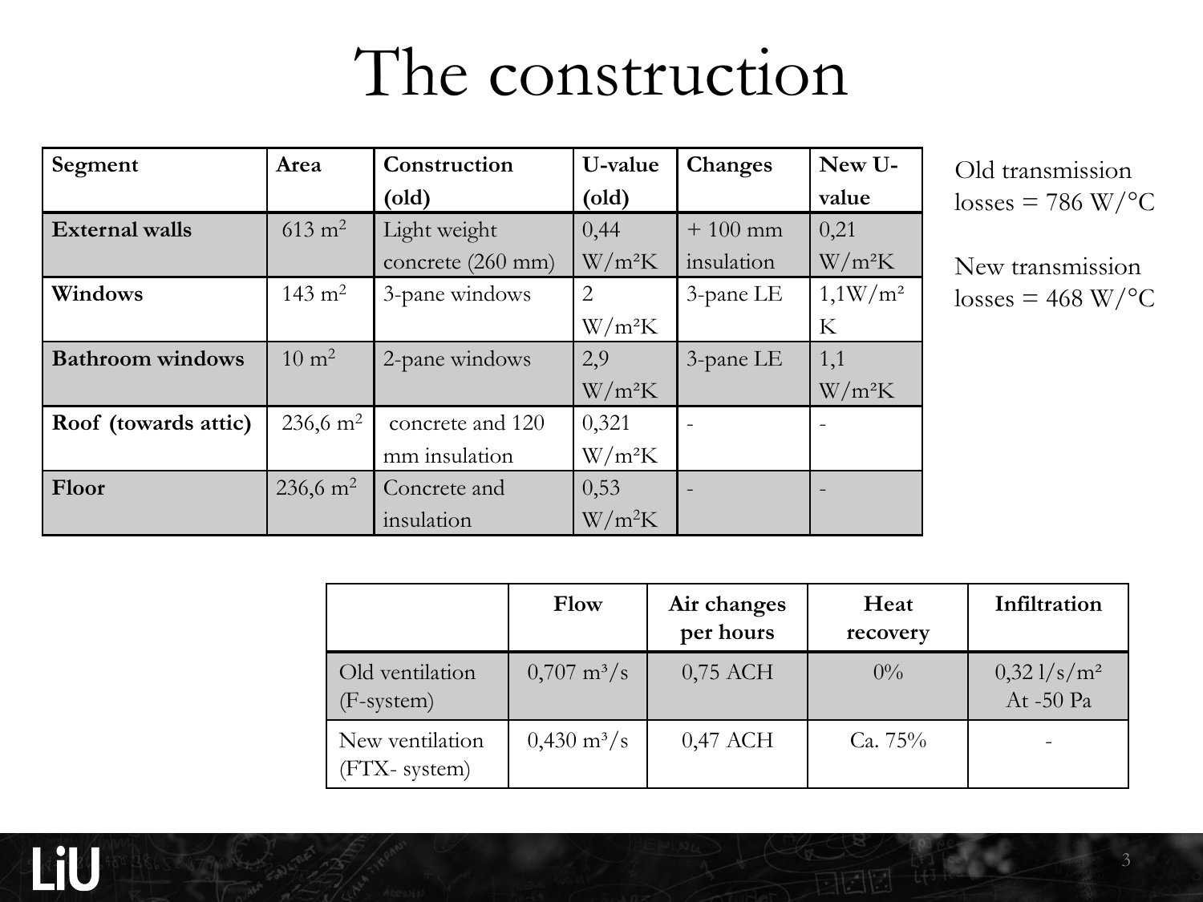# The construction

| Segment | Area | Construction (old) | U-value (old) | Changes | New U-value |
|---|---|---|---|---|---|
| **External walls** | 613 m$^2$ | Light weight concrete (260 mm) | 0,44 W/m²K | + 100 mm insulation | 0,21 W/m²K |
| **Windows** | 143 m$^2$ | 3-pane windows | 2 W/m²K | 3-pane LE | 1,1W/m²K |
| **Bathroom windows** | 10 m$^2$ | 2-pane windows | 2,9 W/m²K | 3-pane LE | 1,1 W/m²K |
| **Roof (towards attic)** | 236,6 m$^2$ | concrete and 120 mm insulation | 0,321 W/m²K | - | - |
| **Floor** | 236,6 m$^2$ | Concrete and insulation | 0,53 W/m$^2$K | - | - |

Old transmission losses = 786 W/°C

New transmission losses = 468 W/°C

| | Flow | Air changes per hours | Heat recovery | Infiltration |
|---|---|---|---|---|
| Old ventilation (F-system) | 0,707 m³/s | 0,75 ACH | 0% | 0,32 l/s/m² At -50 Pa |
| New ventilation (FTX- system) | 0,430 m³/s | 0,47 ACH | Ca. 75% | - |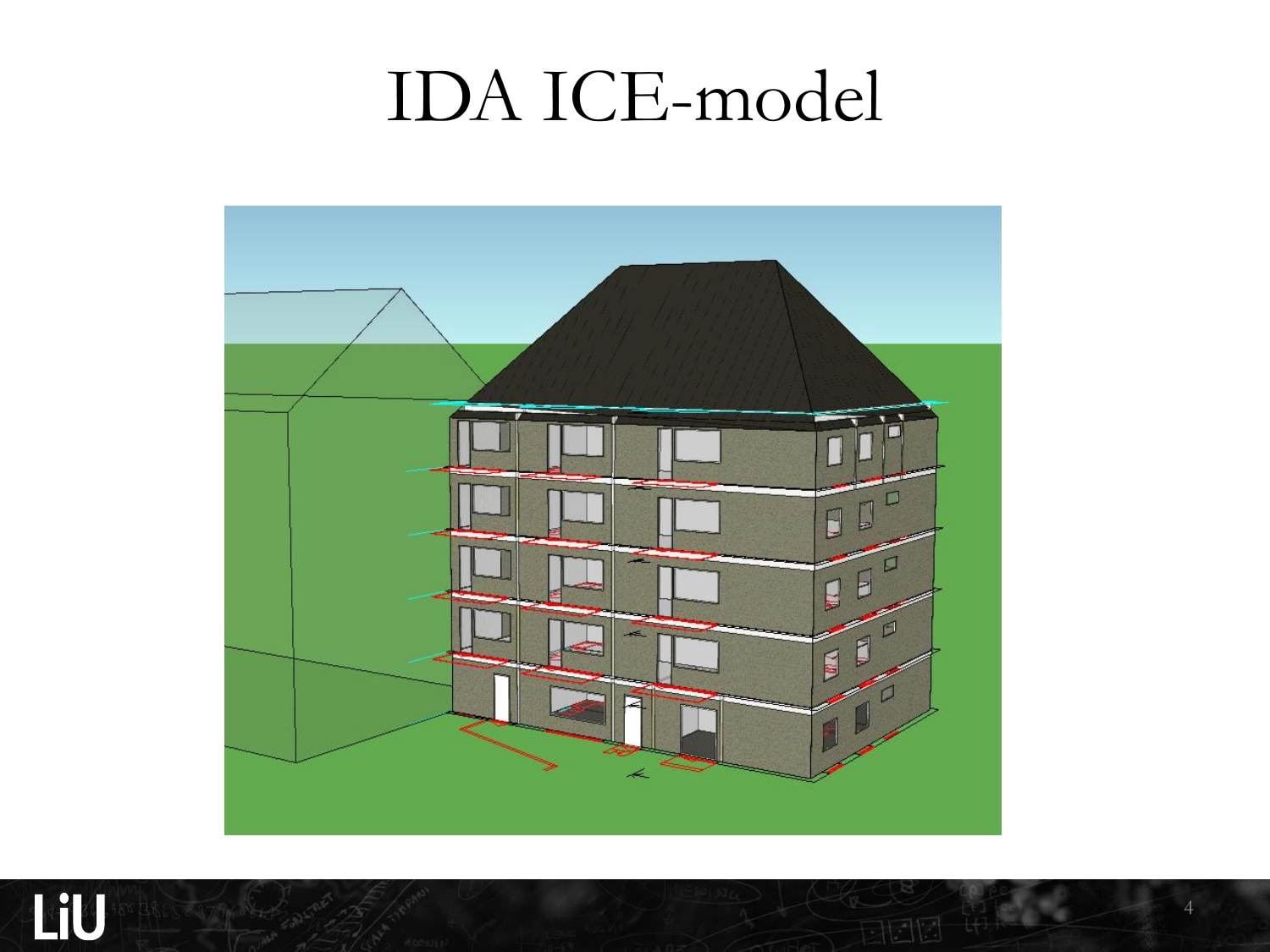# IDA ICE-model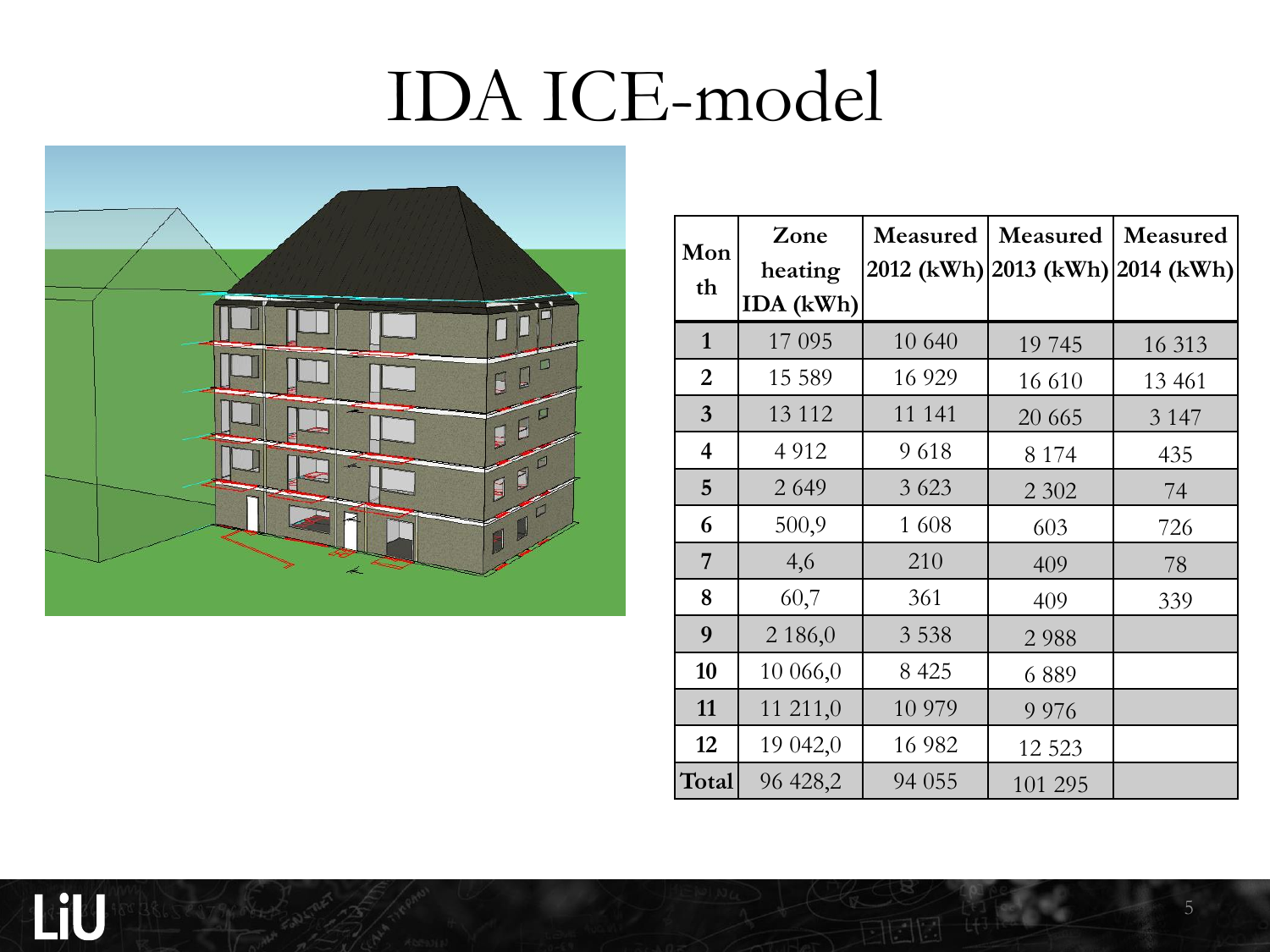# IDA ICE-model

| Month | Zone heating IDA (kWh) | Measured 2012 (kWh) | Measured 2013 (kWh) | Measured 2014 (kWh) |
|---|---|---|---|---|
| **1** | 17 095 | 10 640 | 19 745 | 16 313 |
| **2** | 15 589 | 16 929 | 16 610 | 13 461 |
| **3** | 13 112 | 11 141 | 20 665 | 3 147 |
| **4** | 4 912 | 9 618 | 8 174 | 435 |
| **5** | 2 649 | 3 623 | 2 302 | 74 |
| **6** | 500,9 | 1 608 | 603 | 726 |
| **7** | 4,6 | 210 | 409 | 78 |
| **8** | 60,7 | 361 | 409 | 339 |
| **9** | 2 186,0 | 3 538 | 2 988 | |
| **10** | 10 066,0 | 8 425 | 6 889 | |
| **11** | 11 211,0 | 10 979 | 9 976 | |
| **12** | 19 042,0 | 16 982 | 12 523 | |
| **Total** | 96 428,2 | 94 055 | 101 295 | |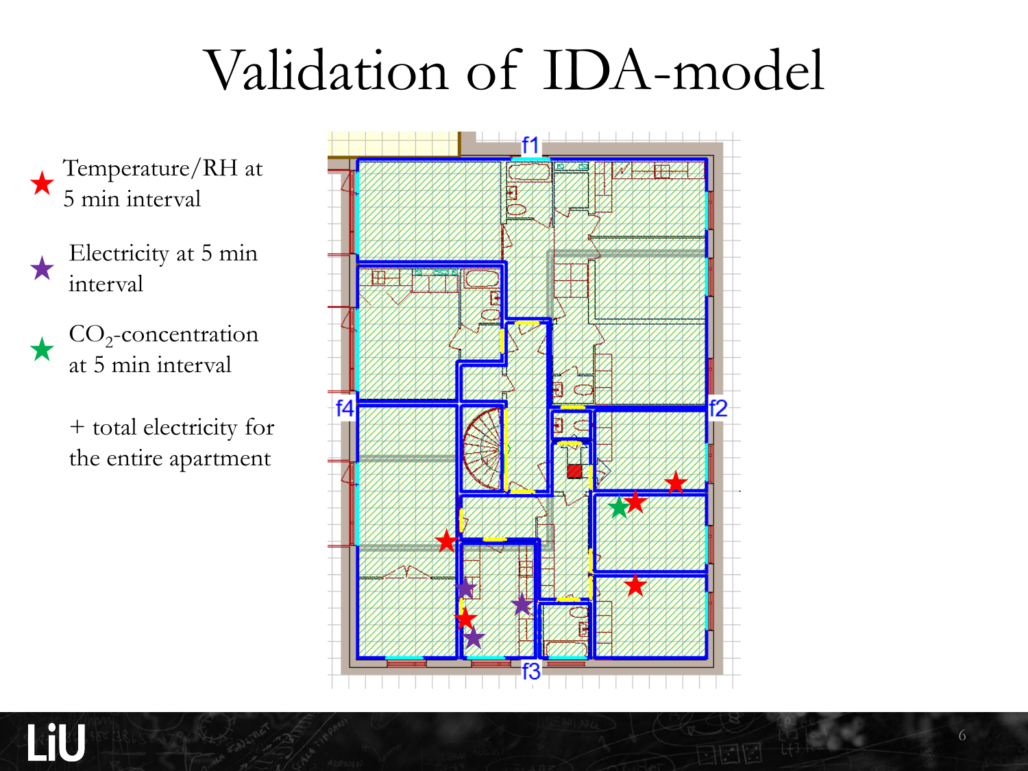# Validation of IDA-model

- ★ Temperature/RH at 5 min interval
- ★ Electricity at 5 min interval
- ★ $CO_2$-concentration at 5 min interval

+ total electricity for the entire apartment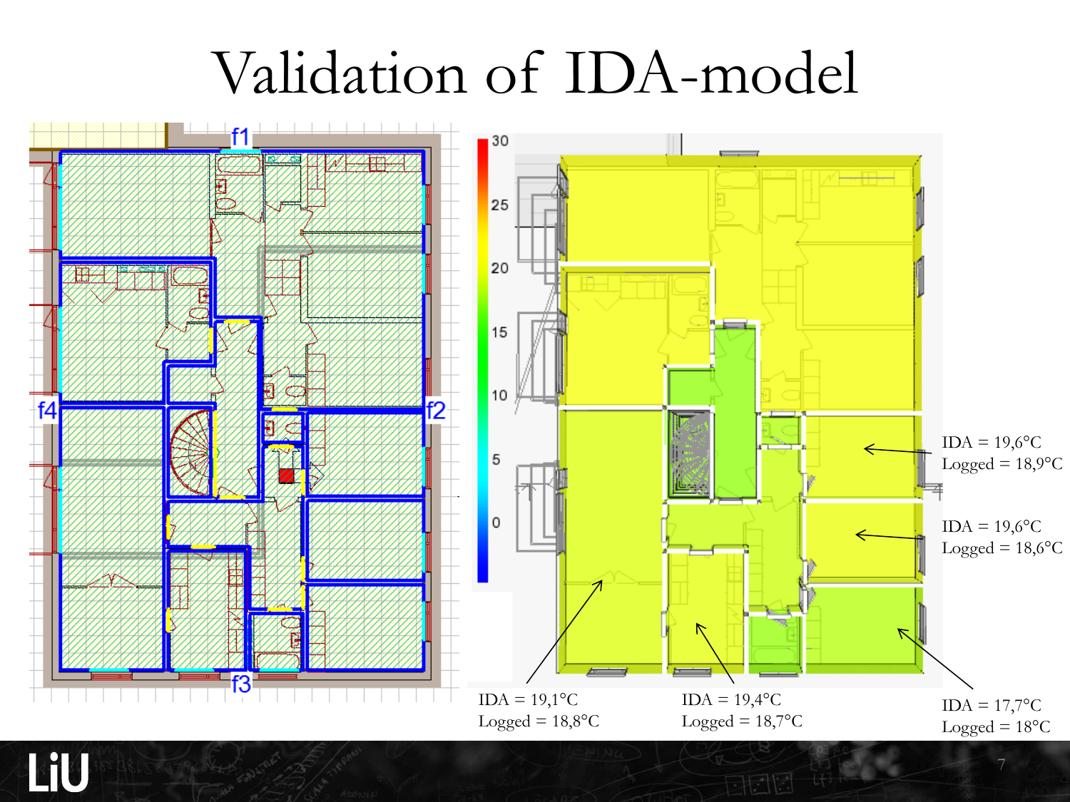# Validation of IDA-model

IDA = 19,6°C
Logged = 18,9°C

IDA = 19,6°C
Logged = 18,6°C

IDA = 19,1°C
Logged = 18,8°C

IDA = 19,4°C
Logged = 18,7°C

IDA = 17,7°C
Logged = 18°C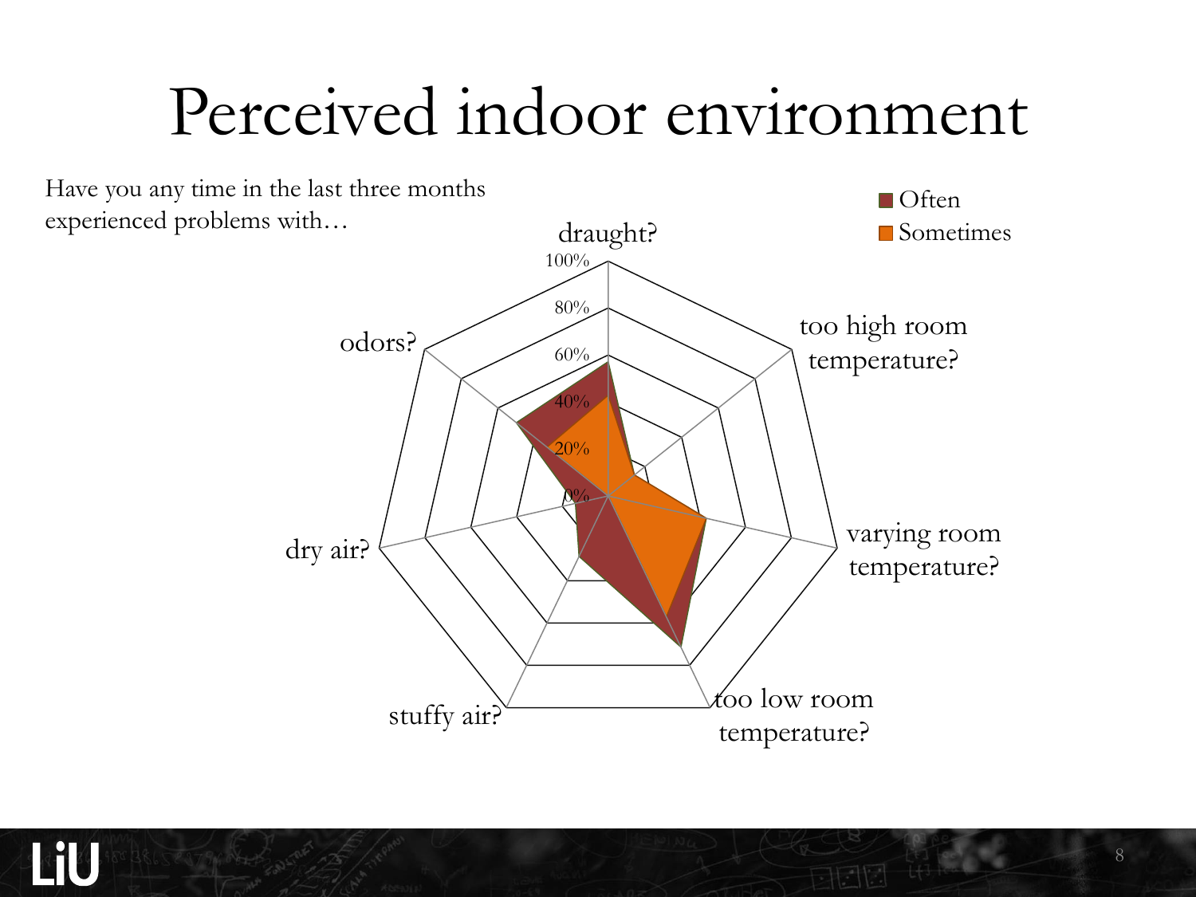# Perceived indoor environment

Have you any time in the last three months experienced problems with…

- Often
- Sometimes

draught?

too high room temperature?

varying room temperature?

too low room temperature?

stuffy air?

dry air?

odors?

100%
80%
60%
40%
20%
0%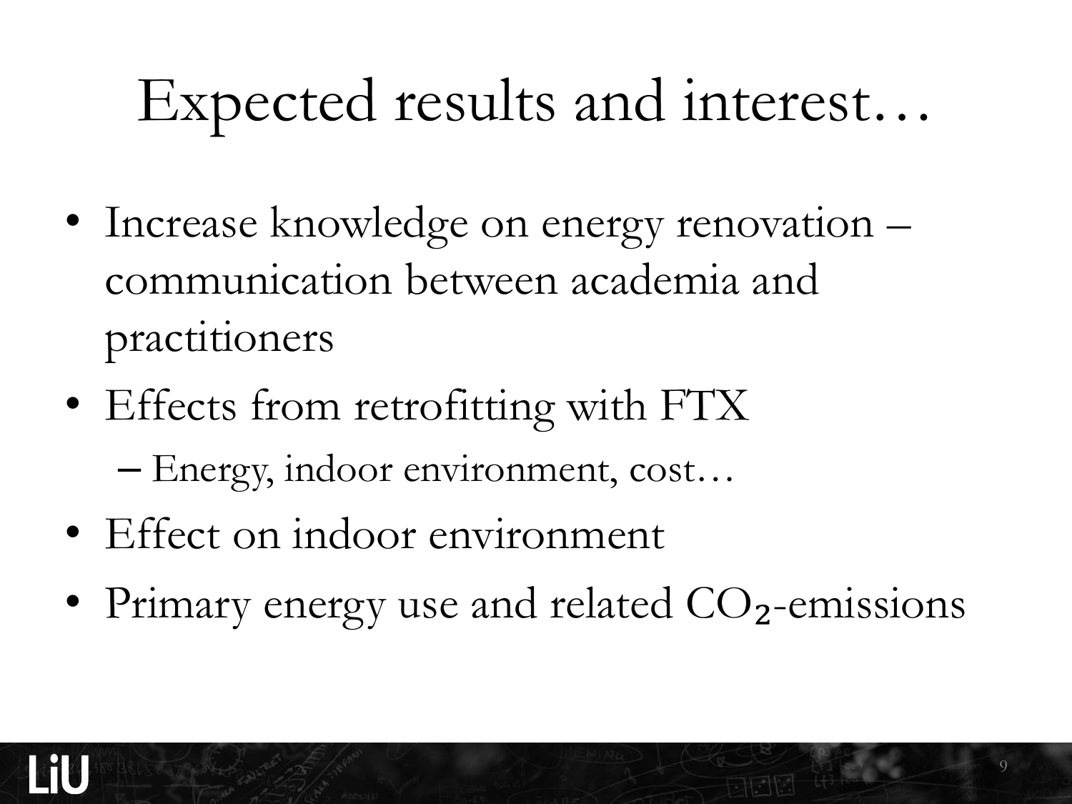# Expected results and interest…

- Increase knowledge on energy renovation – communication between academia and practitioners
- Effects from retrofitting with FTX
  - Energy, indoor environment, cost…
- Effect on indoor environment
- Primary energy use and related $CO_2$-emissions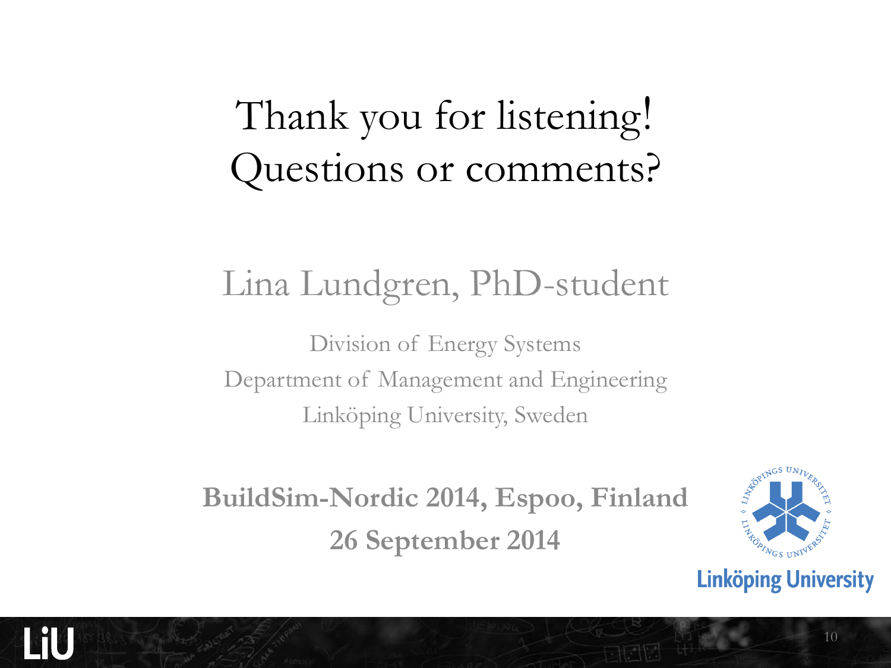# Thank you for listening!
# Questions or comments?

## Lina Lundgren, PhD-student

Division of Energy Systems
Department of Management and Engineering
Linköping University, Sweden

**BuildSim-Nordic 2014, Espoo, Finland**
**26 September 2014**

Linköping University